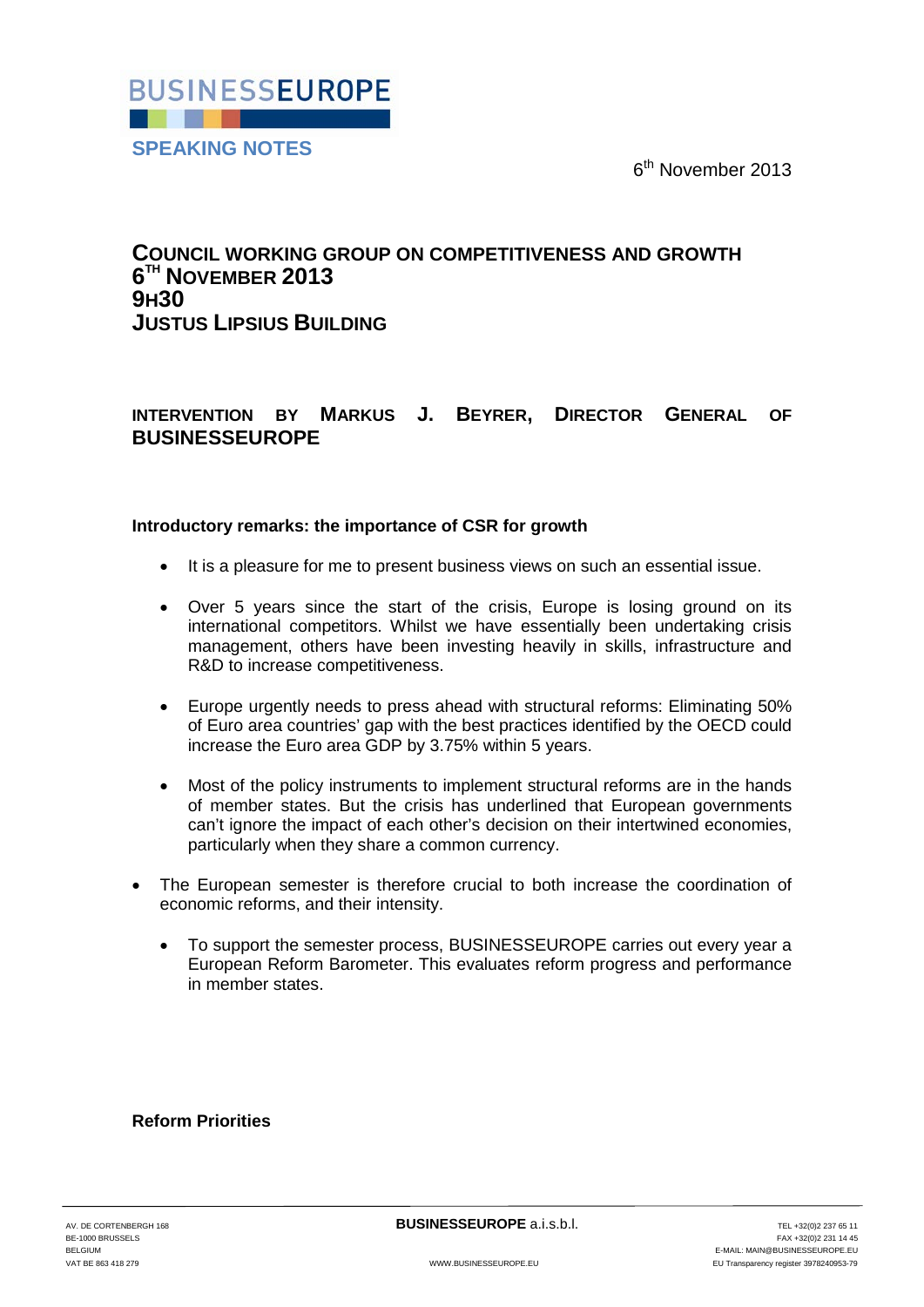BUSINESSEUROPE

**SPEAKING NOTES**

6th November 2013

# COUNCIL WORKING GROUP ON COMPETITIVENESS AND GROWTH
# 6TH NOVEMBER 2013
# 9H30
# JUSTUS LIPSIUS BUILDING

## INTERVENTION BY MARKUS J. BEYRER, DIRECTOR GENERAL OF BUSINESSEUROPE

**Introductory remarks: the importance of CSR for growth**

- It is a pleasure for me to present business views on such an essential issue.

- Over 5 years since the start of the crisis, Europe is losing ground on its international competitors. Whilst we have essentially been undertaking crisis management, others have been investing heavily in skills, infrastructure and R&D to increase competitiveness.

- Europe urgently needs to press ahead with structural reforms: Eliminating 50% of Euro area countries' gap with the best practices identified by the OECD could increase the Euro area GDP by 3.75% within 5 years.

- Most of the policy instruments to implement structural reforms are in the hands of member states. But the crisis has underlined that European governments can't ignore the impact of each other's decision on their intertwined economies, particularly when they share a common currency.

- The European semester is therefore crucial to both increase the coordination of economic reforms, and their intensity.

- To support the semester process, BUSINESSEUROPE carries out every year a European Reform Barometer. This evaluates reform progress and performance in member states.

**Reform Priorities**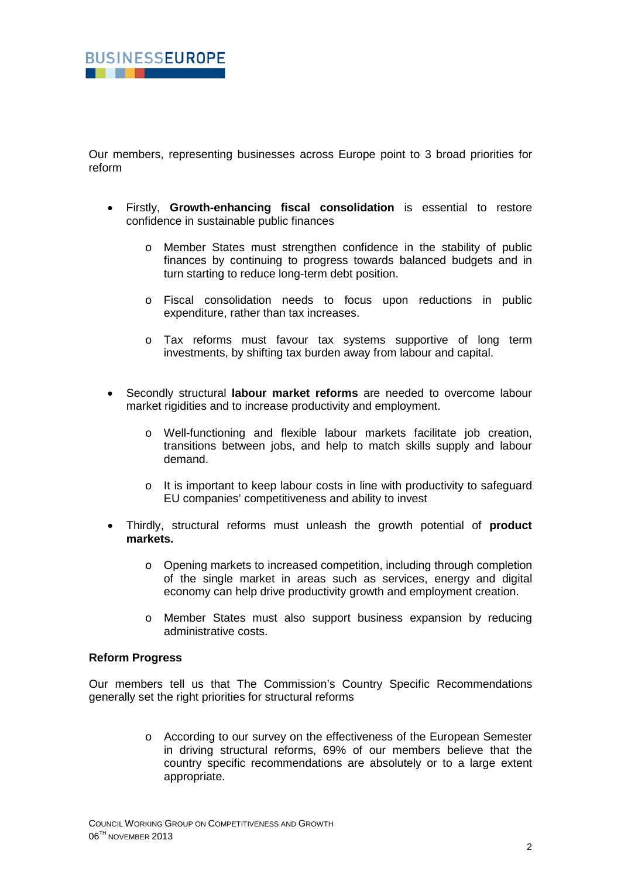Our members, representing businesses across Europe point to 3 broad priorities for reform

- Firstly, **Growth-enhancing fiscal consolidation** is essential to restore confidence in sustainable public finances
  - Member States must strengthen confidence in the stability of public finances by continuing to progress towards balanced budgets and in turn starting to reduce long-term debt position.
  - Fiscal consolidation needs to focus upon reductions in public expenditure, rather than tax increases.
  - Tax reforms must favour tax systems supportive of long term investments, by shifting tax burden away from labour and capital.

- Secondly structural **labour market reforms** are needed to overcome labour market rigidities and to increase productivity and employment.
  - Well-functioning and flexible labour markets facilitate job creation, transitions between jobs, and help to match skills supply and labour demand.
  - It is important to keep labour costs in line with productivity to safeguard EU companies' competitiveness and ability to invest

- Thirdly, structural reforms must unleash the growth potential of **product markets.**
  - Opening markets to increased competition, including through completion of the single market in areas such as services, energy and digital economy can help drive productivity growth and employment creation.
  - Member States must also support business expansion by reducing administrative costs.

**Reform Progress**

Our members tell us that The Commission's Country Specific Recommendations generally set the right priorities for structural reforms

- According to our survey on the effectiveness of the European Semester in driving structural reforms, 69% of our members believe that the country specific recommendations are absolutely or to a large extent appropriate.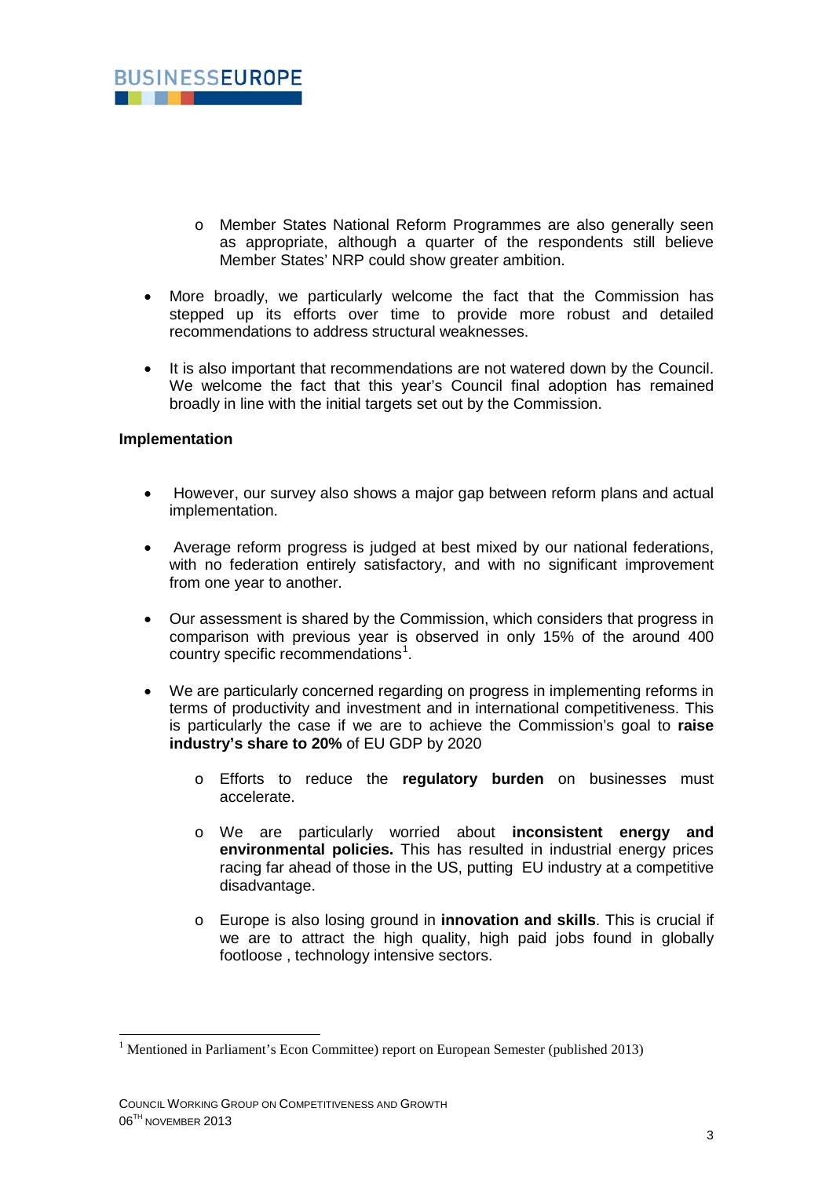- Member States National Reform Programmes are also generally seen as appropriate, although a quarter of the respondents still believe Member States' NRP could show greater ambition.

- More broadly, we particularly welcome the fact that the Commission has stepped up its efforts over time to provide more robust and detailed recommendations to address structural weaknesses.

- It is also important that recommendations are not watered down by the Council. We welcome the fact that this year's Council final adoption has remained broadly in line with the initial targets set out by the Commission.

**Implementation**

- However, our survey also shows a major gap between reform plans and actual implementation.

- Average reform progress is judged at best mixed by our national federations, with no federation entirely satisfactory, and with no significant improvement from one year to another.

- Our assessment is shared by the Commission, which considers that progress in comparison with previous year is observed in only 15% of the around 400 country specific recommendations[1].

- We are particularly concerned regarding on progress in implementing reforms in terms of productivity and investment and in international competitiveness. This is particularly the case if we are to achieve the Commission's goal to **raise industry's share to 20%** of EU GDP by 2020

  - Efforts to reduce the **regulatory burden** on businesses must accelerate.

  - We are particularly worried about **inconsistent energy and environmental policies.** This has resulted in industrial energy prices racing far ahead of those in the US, putting EU industry at a competitive disadvantage.

  - Europe is also losing ground in **innovation and skills**. This is crucial if we are to attract the high quality, high paid jobs found in globally footloose , technology intensive sectors.

---

[1] Mentioned in Parliament's Econ Committee) report on European Semester (published 2013)

COUNCIL WORKING GROUP ON COMPETITIVENESS AND GROWTH
06TH NOVEMBER 2013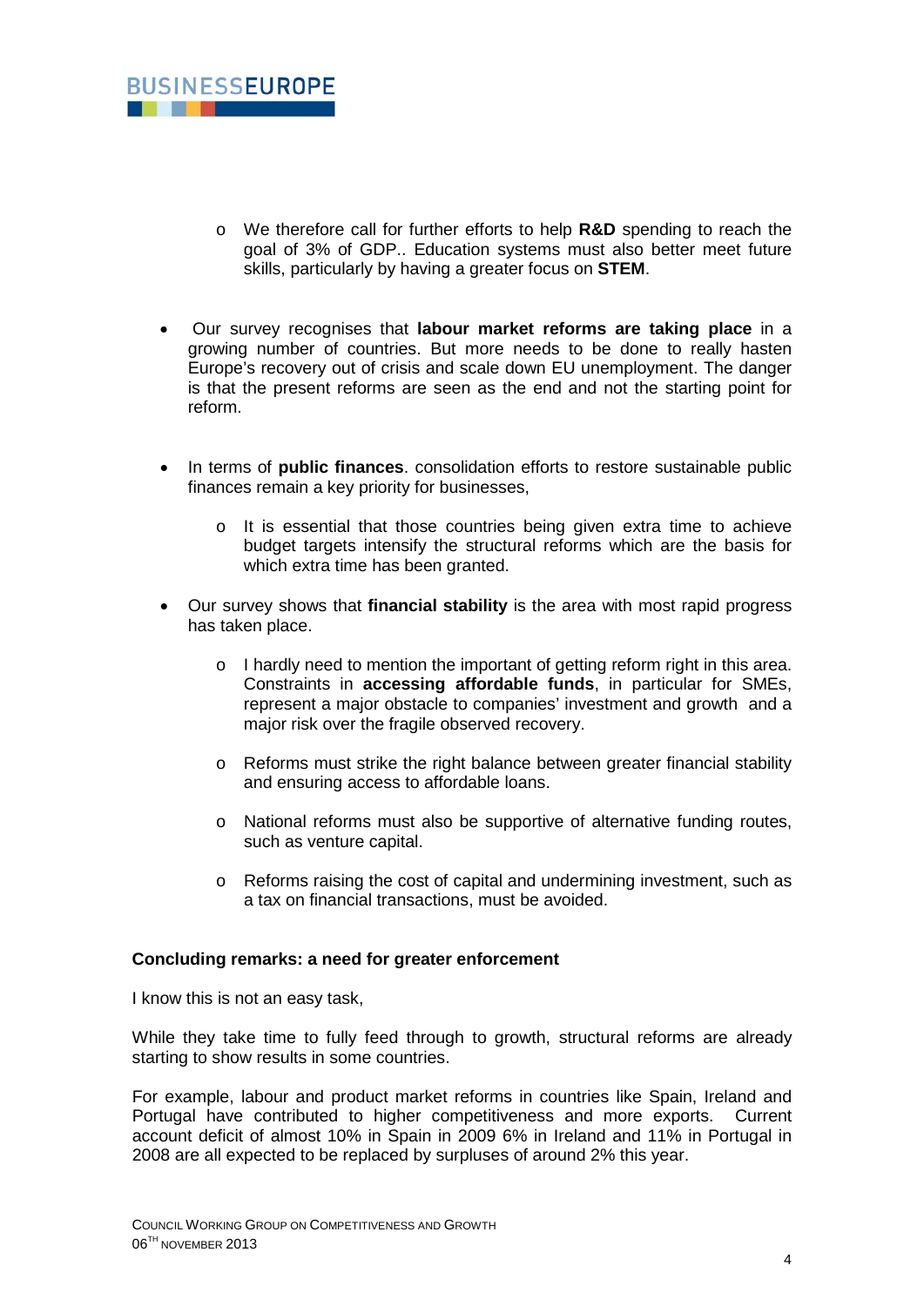- We therefore call for further efforts to help **R&D** spending to reach the goal of 3% of GDP.. Education systems must also better meet future skills, particularly by having a greater focus on **STEM**.

- Our survey recognises that **labour market reforms are taking place** in a growing number of countries. But more needs to be done to really hasten Europe's recovery out of crisis and scale down EU unemployment. The danger is that the present reforms are seen as the end and not the starting point for reform.

- In terms of **public finances**. consolidation efforts to restore sustainable public finances remain a key priority for businesses,

  - It is essential that those countries being given extra time to achieve budget targets intensify the structural reforms which are the basis for which extra time has been granted.

- Our survey shows that **financial stability** is the area with most rapid progress has taken place.

  - I hardly need to mention the important of getting reform right in this area. Constraints in **accessing affordable funds**, in particular for SMEs, represent a major obstacle to companies' investment and growth and a major risk over the fragile observed recovery.

  - Reforms must strike the right balance between greater financial stability and ensuring access to affordable loans.

  - National reforms must also be supportive of alternative funding routes, such as venture capital.

  - Reforms raising the cost of capital and undermining investment, such as a tax on financial transactions, must be avoided.

**Concluding remarks: a need for greater enforcement**

I know this is not an easy task,

While they take time to fully feed through to growth, structural reforms are already starting to show results in some countries.

For example, labour and product market reforms in countries like Spain, Ireland and Portugal have contributed to higher competitiveness and more exports. Current account deficit of almost 10% in Spain in 2009 6% in Ireland and 11% in Portugal in 2008 are all expected to be replaced by surpluses of around 2% this year.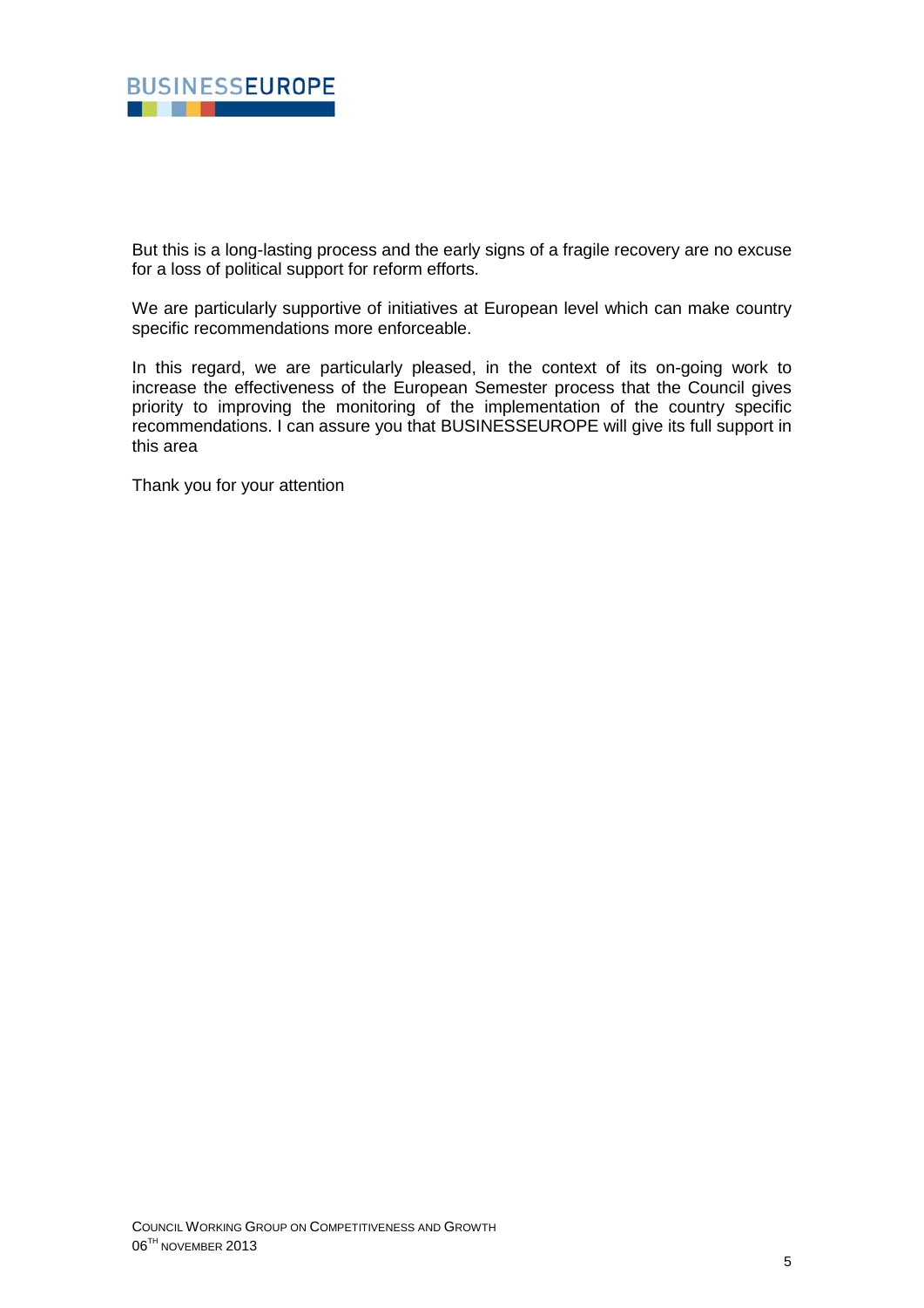But this is a long-lasting process and the early signs of a fragile recovery are no excuse for a loss of political support for reform efforts.

We are particularly supportive of initiatives at European level which can make country specific recommendations more enforceable.

In this regard, we are particularly pleased, in the context of its on-going work to increase the effectiveness of the European Semester process that the Council gives priority to improving the monitoring of the implementation of the country specific recommendations. I can assure you that BUSINESSEUROPE will give its full support in this area

Thank you for your attention